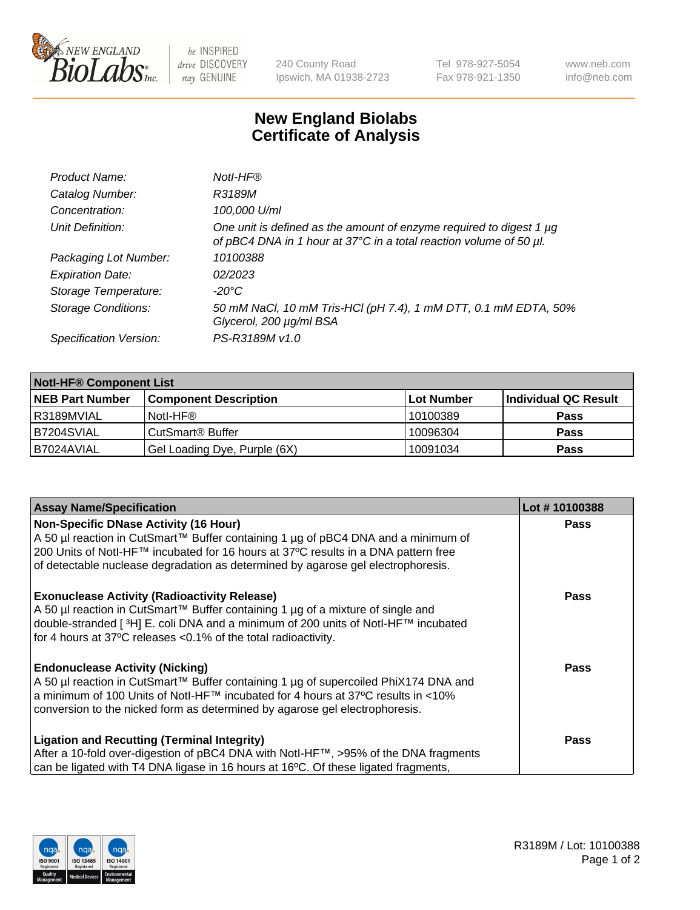# New England Biolabs
# Certificate of Analysis

| | |
|---|---|
| *Product Name:* | *NotI-HF®* |
| *Catalog Number:* | *R3189M* |
| *Concentration:* | *100,000 U/ml* |
| *Unit Definition:* | *One unit is defined as the amount of enzyme required to digest 1 µg of pBC4 DNA in 1 hour at 37°C in a total reaction volume of 50 µl.* |
| *Packaging Lot Number:* | *10100388* |
| *Expiration Date:* | *02/2023* |
| *Storage Temperature:* | *-20°C* |
| *Storage Conditions:* | *50 mM NaCl, 10 mM Tris-HCl (pH 7.4), 1 mM DTT, 0.1 mM EDTA, 50% Glycerol, 200 µg/ml BSA* |
| *Specification Version:* | *PS-R3189M v1.0* |

| NotI-HF® Component List | | | |
|---|---|---|---|
| **NEB Part Number** | **Component Description** | **Lot Number** | **Individual QC Result** |
| R3189MVIAL | NotI-HF® | 10100389 | **Pass** |
| B7204SVIAL | CutSmart® Buffer | 10096304 | **Pass** |
| B7024AVIAL | Gel Loading Dye, Purple (6X) | 10091034 | **Pass** |

| Assay Name/Specification | Lot # 10100388 |
|---|---|
| **Non-Specific DNase Activity (16 Hour)**<br>A 50 µl reaction in CutSmart™ Buffer containing 1 µg of pBC4 DNA and a minimum of 200 Units of NotI-HF™ incubated for 16 hours at 37ºC results in a DNA pattern free of detectable nuclease degradation as determined by agarose gel electrophoresis. | **Pass** |
| **Exonuclease Activity (Radioactivity Release)**<br>A 50 µl reaction in CutSmart™ Buffer containing 1 µg of a mixture of single and double-stranded [$^3$H] E. coli DNA and a minimum of 200 units of NotI-HF™ incubated for 4 hours at 37ºC releases <0.1% of the total radioactivity. | **Pass** |
| **Endonuclease Activity (Nicking)**<br>A 50 µl reaction in CutSmart™ Buffer containing 1 µg of supercoiled PhiX174 DNA and a minimum of 100 Units of NotI-HF™ incubated for 4 hours at 37ºC results in <10% conversion to the nicked form as determined by agarose gel electrophoresis. | **Pass** |
| **Ligation and Recutting (Terminal Integrity)**<br>After a 10-fold over-digestion of pBC4 DNA with NotI-HF™, >95% of the DNA fragments can be ligated with T4 DNA ligase in 16 hours at 16ºC. Of these ligated fragments, | **Pass** |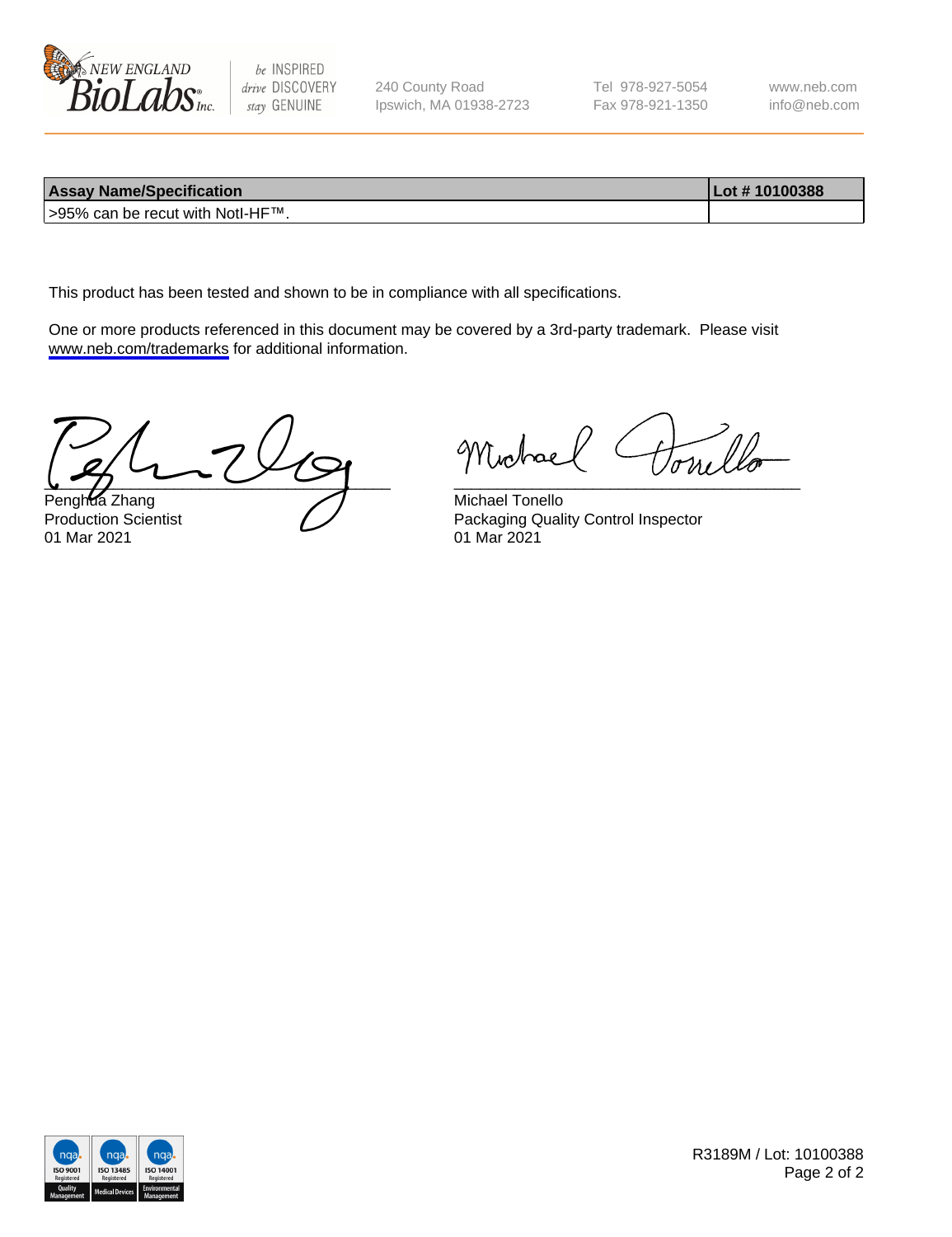240 County Road
Ipswich, MA 01938-2723

Tel 978-927-5054
Fax 978-921-1350

www.neb.com
info@neb.com

| Assay Name/Specification | Lot # 10100388 |
| --- | --- |
| >95% can be recut with NotI-HF™. | |

This product has been tested and shown to be in compliance with all specifications.

One or more products referenced in this document may be covered by a 3rd-party trademark. Please visit www.neb.com/trademarks for additional information.

Penghua Zhang
Production Scientist
01 Mar 2021

Michael Tonello
Packaging Quality Control Inspector
01 Mar 2021

R3189M / Lot: 10100388